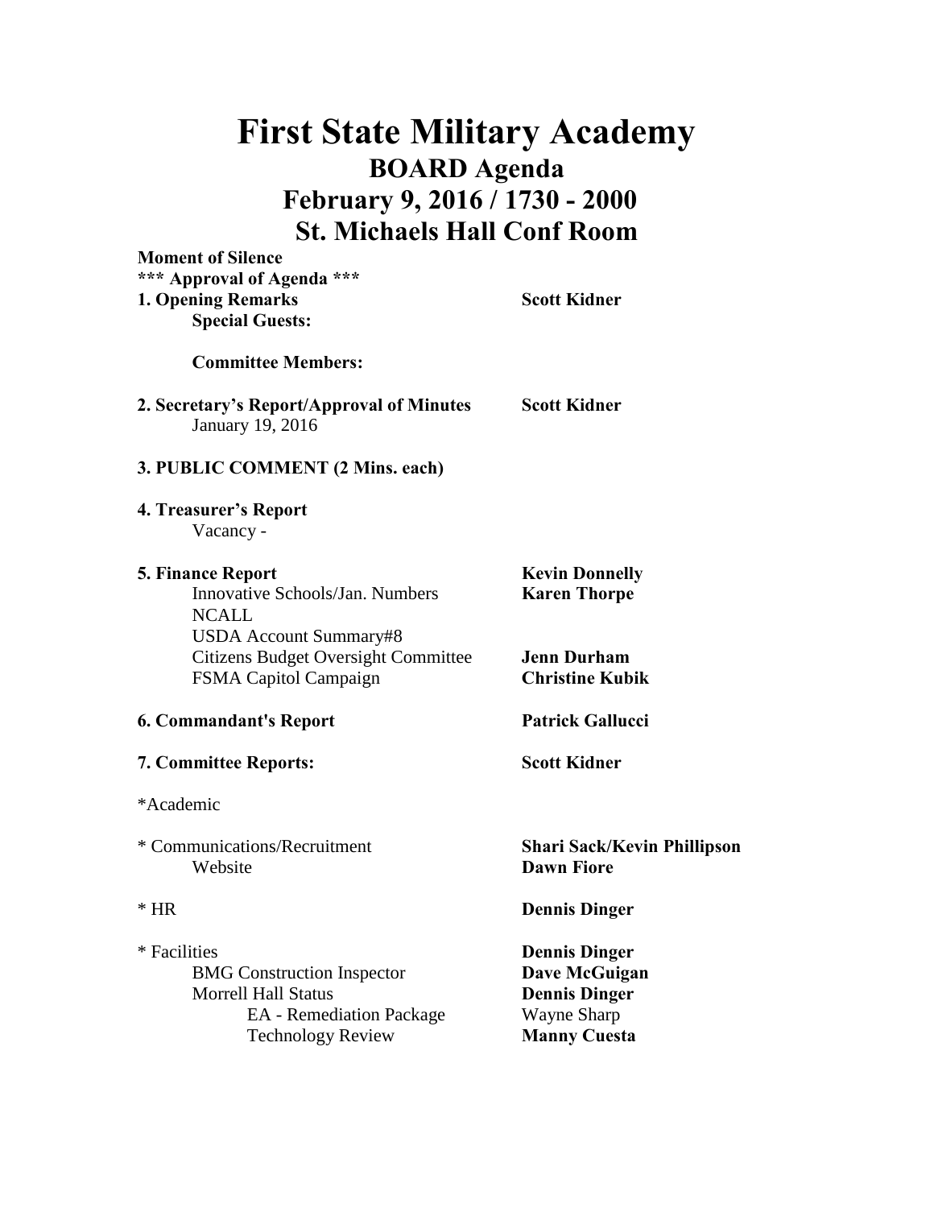# First State Military Academy

## BOARD Agenda

## February 9, 2016 / 1730 - 2000

## St. Michaels Hall Conf Room

**Moment of Silence**

**\*\*\* Approval of Agenda \*\*\***

| | |
|---|---|
| **1. Opening Remarks** | **Scott Kidner** |
| **Special Guests:** | |
| **Committee Members:** | |
| **2. Secretary's Report/Approval of Minutes** | **Scott Kidner** |
| January 19, 2016 | |
| **3. PUBLIC COMMENT (2 Mins. each)** | |
| **4. Treasurer's Report** | |
| Vacancy - | |
| **5. Finance Report** | **Kevin Donnelly** |
| Innovative Schools/Jan. Numbers | **Karen Thorpe** |
| NCALL | |
| USDA Account Summary#8 | |
| Citizens Budget Oversight Committee | **Jenn Durham** |
| FSMA Capitol Campaign | **Christine Kubik** |
| **6. Commandant's Report** | **Patrick Gallucci** |
| **7. Committee Reports:** | **Scott Kidner** |
| *Academic | |
| * Communications/Recruitment | **Shari Sack/Kevin Phillipson** |
| Website | **Dawn Fiore** |
| * HR | **Dennis Dinger** |
| * Facilities | **Dennis Dinger** |
| BMG Construction Inspector | **Dave McGuigan** |
| Morrell Hall Status | **Dennis Dinger** |
| EA - Remediation Package | Wayne Sharp |
| Technology Review | **Manny Cuesta** |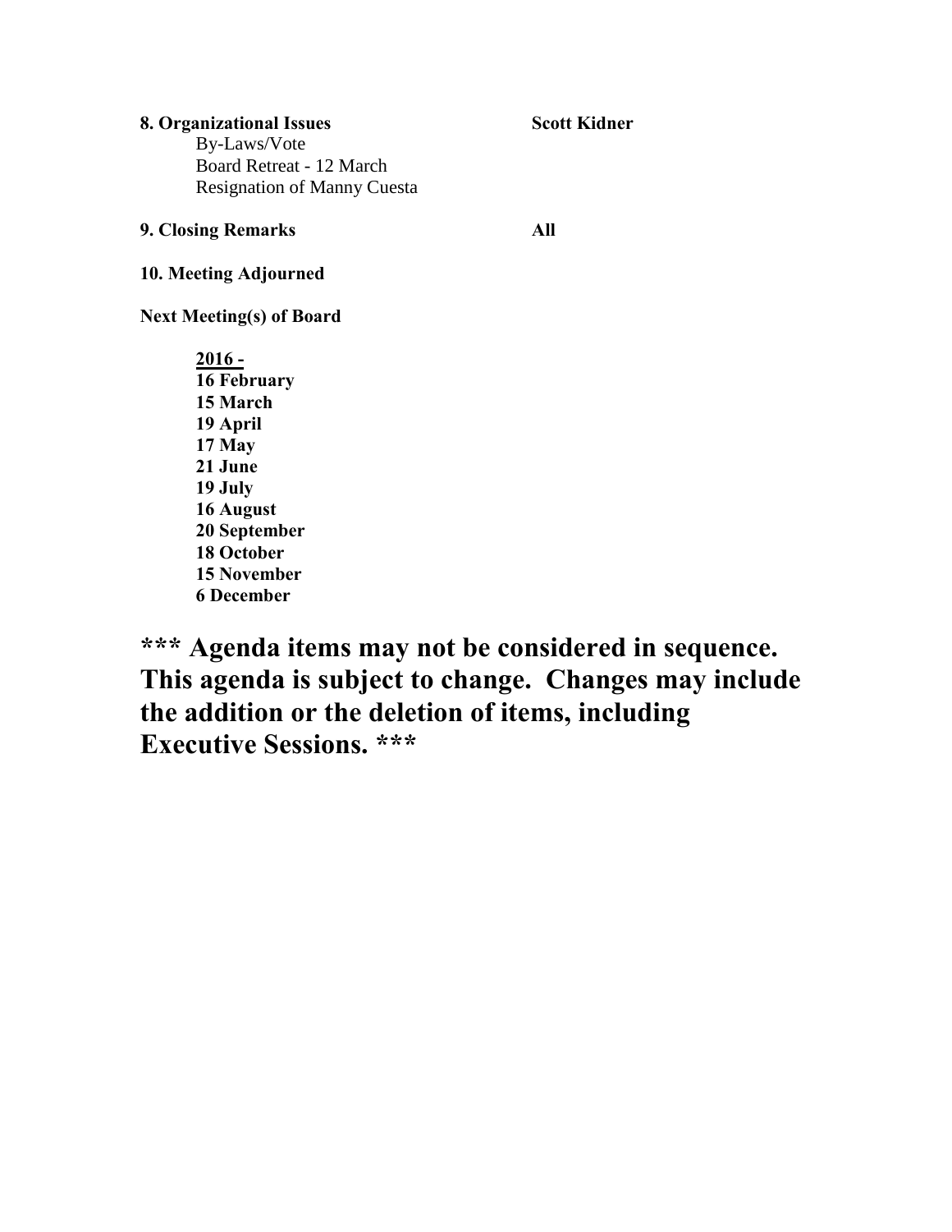**8. Organizational Issues** **Scott Kidner**

By-Laws/Vote
Board Retreat - 12 March
Resignation of Manny Cuesta

**9. Closing Remarks** **All**

**10. Meeting Adjourned**

**Next Meeting(s) of Board**

**2016 -**
**16 February**
**15 March**
**19 April**
**17 May**
**21 June**
**19 July**
**16 August**
**20 September**
**18 October**
**15 November**
**6 December**

**\*\*\* Agenda items may not be considered in sequence. This agenda is subject to change. Changes may include the addition or the deletion of items, including Executive Sessions. \*\*\***